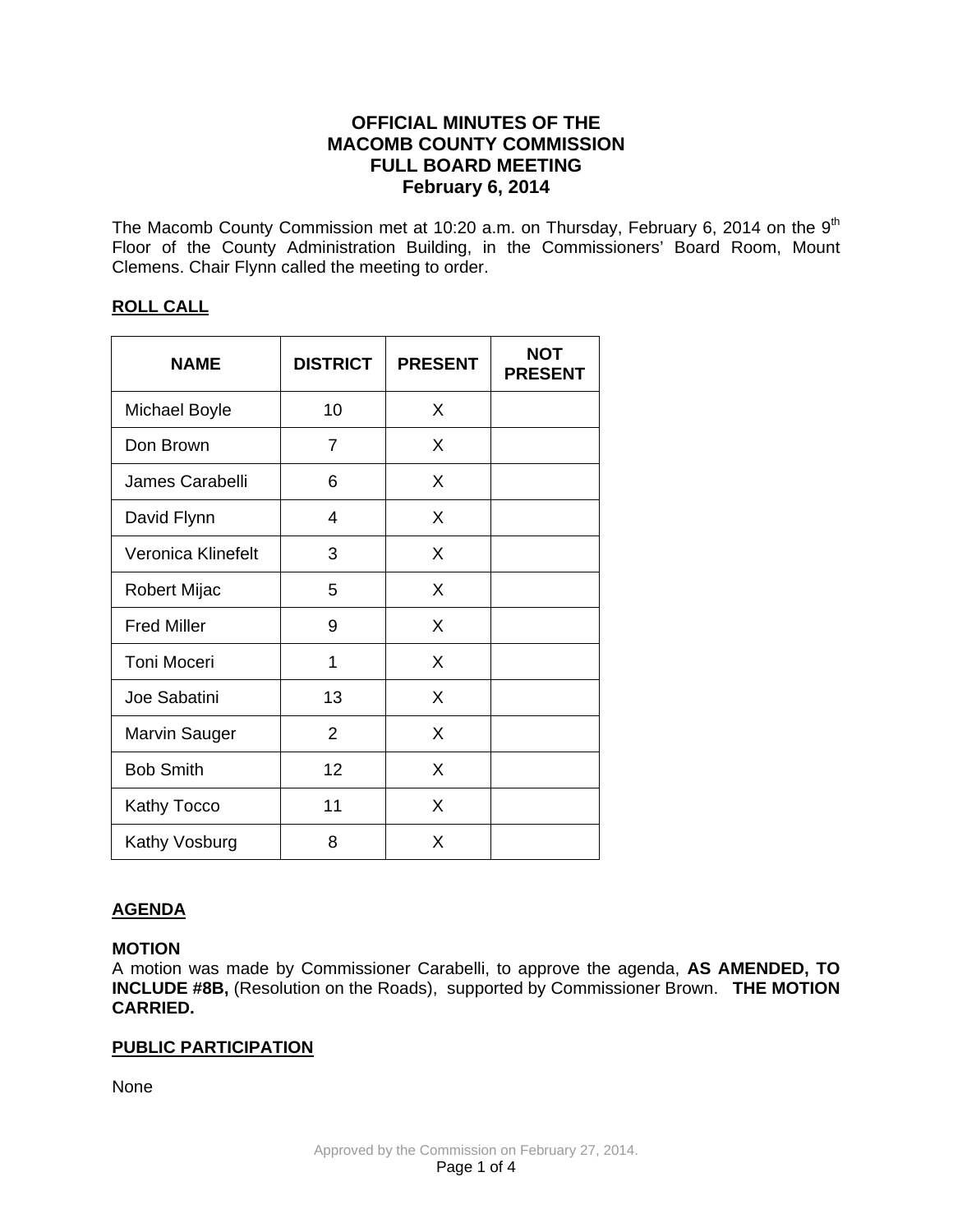# OFFICIAL MINUTES OF THE MACOMB COUNTY COMMISSION FULL BOARD MEETING February 6, 2014

The Macomb County Commission met at 10:20 a.m. on Thursday, February 6, 2014 on the 9th Floor of the County Administration Building, in the Commissioners' Board Room, Mount Clemens. Chair Flynn called the meeting to order.

## ROLL CALL

| NAME | DISTRICT | PRESENT | NOT PRESENT |
|---|---|---|---|
| Michael Boyle | 10 | X | |
| Don Brown | 7 | X | |
| James Carabelli | 6 | X | |
| David Flynn | 4 | X | |
| Veronica Klinefelt | 3 | X | |
| Robert Mijac | 5 | X | |
| Fred Miller | 9 | X | |
| Toni Moceri | 1 | X | |
| Joe Sabatini | 13 | X | |
| Marvin Sauger | 2 | X | |
| Bob Smith | 12 | X | |
| Kathy Tocco | 11 | X | |
| Kathy Vosburg | 8 | X | |

## AGENDA

**MOTION**

A motion was made by Commissioner Carabelli, to approve the agenda, **AS AMENDED, TO INCLUDE #8B,** (Resolution on the Roads), supported by Commissioner Brown. **THE MOTION CARRIED.**

## PUBLIC PARTICIPATION

None

Approved by the Commission on February 27, 2014.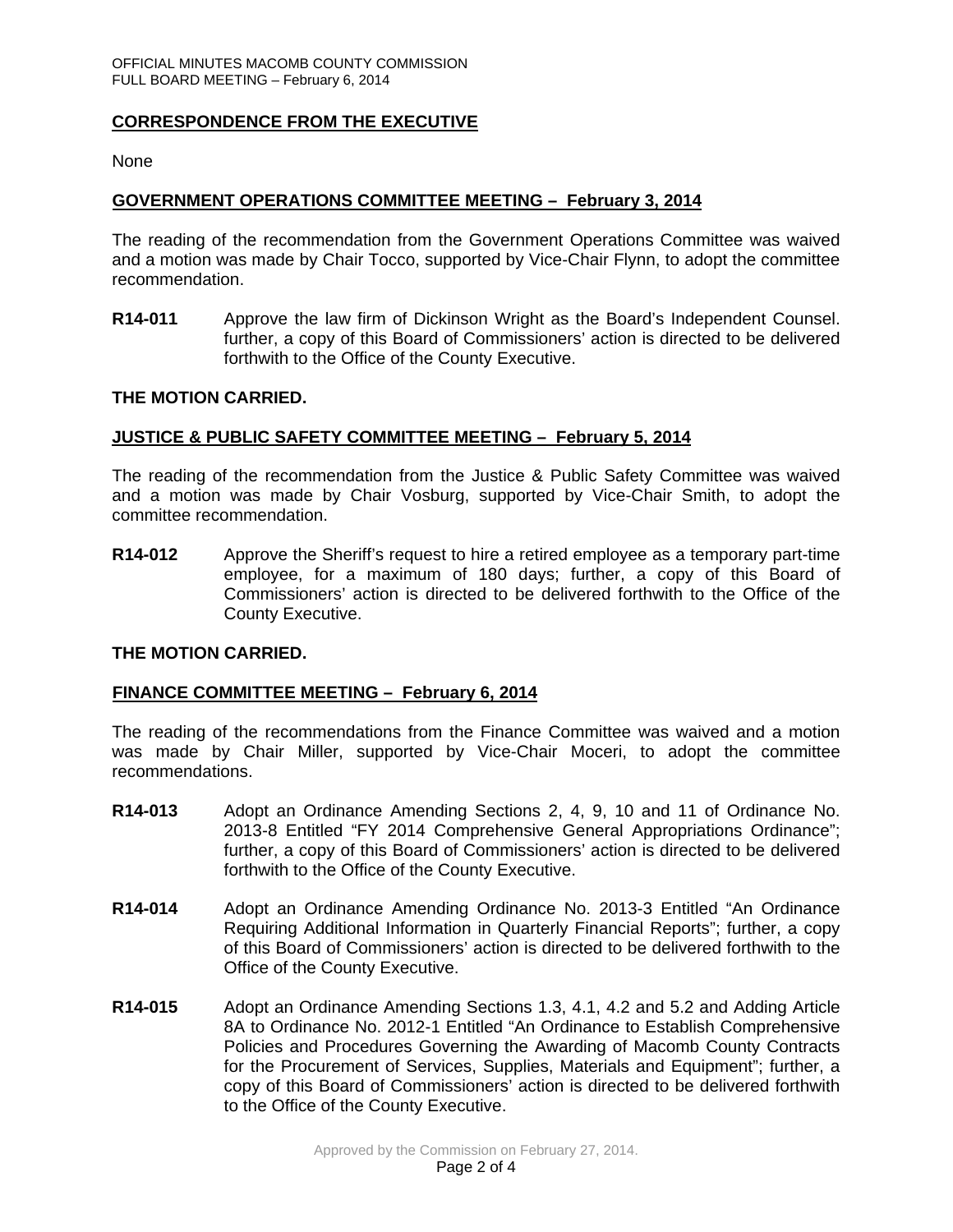## CORRESPONDENCE FROM THE EXECUTIVE

None

## GOVERNMENT OPERATIONS COMMITTEE MEETING – February 3, 2014

The reading of the recommendation from the Government Operations Committee was waived and a motion was made by Chair Tocco, supported by Vice-Chair Flynn, to adopt the committee recommendation.

**R14-011** Approve the law firm of Dickinson Wright as the Board's Independent Counsel. further, a copy of this Board of Commissioners' action is directed to be delivered forthwith to the Office of the County Executive.

**THE MOTION CARRIED.**

## JUSTICE & PUBLIC SAFETY COMMITTEE MEETING – February 5, 2014

The reading of the recommendation from the Justice & Public Safety Committee was waived and a motion was made by Chair Vosburg, supported by Vice-Chair Smith, to adopt the committee recommendation.

**R14-012** Approve the Sheriff's request to hire a retired employee as a temporary part-time employee, for a maximum of 180 days; further, a copy of this Board of Commissioners' action is directed to be delivered forthwith to the Office of the County Executive.

**THE MOTION CARRIED.**

## FINANCE COMMITTEE MEETING – February 6, 2014

The reading of the recommendations from the Finance Committee was waived and a motion was made by Chair Miller, supported by Vice-Chair Moceri, to adopt the committee recommendations.

**R14-013** Adopt an Ordinance Amending Sections 2, 4, 9, 10 and 11 of Ordinance No. 2013-8 Entitled "FY 2014 Comprehensive General Appropriations Ordinance"; further, a copy of this Board of Commissioners' action is directed to be delivered forthwith to the Office of the County Executive.

**R14-014** Adopt an Ordinance Amending Ordinance No. 2013-3 Entitled "An Ordinance Requiring Additional Information in Quarterly Financial Reports"; further, a copy of this Board of Commissioners' action is directed to be delivered forthwith to the Office of the County Executive.

**R14-015** Adopt an Ordinance Amending Sections 1.3, 4.1, 4.2 and 5.2 and Adding Article 8A to Ordinance No. 2012-1 Entitled "An Ordinance to Establish Comprehensive Policies and Procedures Governing the Awarding of Macomb County Contracts for the Procurement of Services, Supplies, Materials and Equipment"; further, a copy of this Board of Commissioners' action is directed to be delivered forthwith to the Office of the County Executive.

Approved by the Commission on February 27, 2014.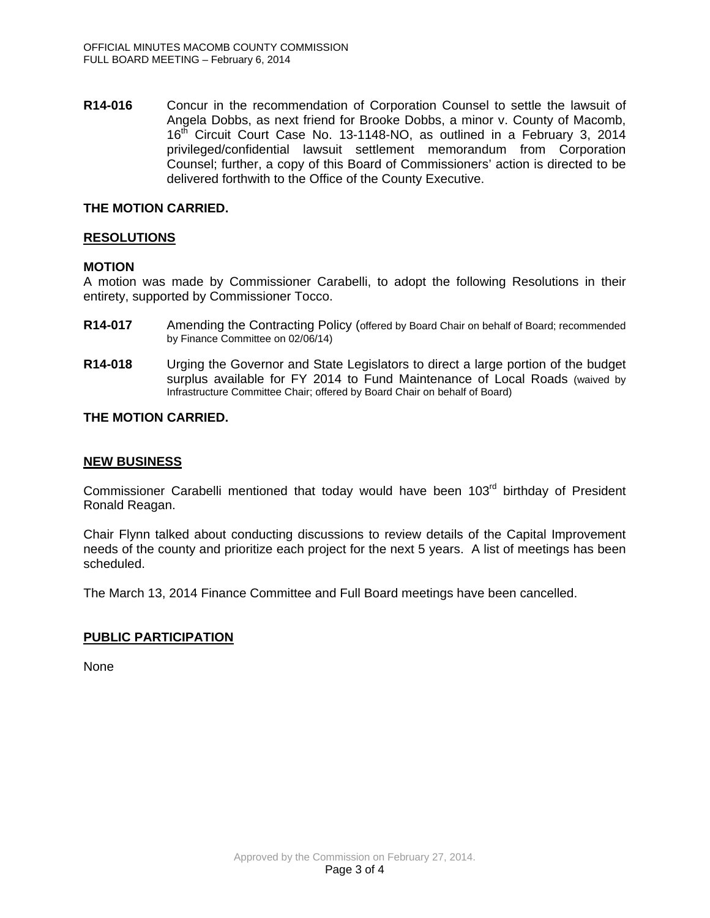**R14-016** Concur in the recommendation of Corporation Counsel to settle the lawsuit of Angela Dobbs, as next friend for Brooke Dobbs, a minor v. County of Macomb, 16th Circuit Court Case No. 13-1148-NO, as outlined in a February 3, 2014 privileged/confidential lawsuit settlement memorandum from Corporation Counsel; further, a copy of this Board of Commissioners' action is directed to be delivered forthwith to the Office of the County Executive.

**THE MOTION CARRIED.**

## RESOLUTIONS

**MOTION**

A motion was made by Commissioner Carabelli, to adopt the following Resolutions in their entirety, supported by Commissioner Tocco.

**R14-017** Amending the Contracting Policy (offered by Board Chair on behalf of Board; recommended by Finance Committee on 02/06/14)

**R14-018** Urging the Governor and State Legislators to direct a large portion of the budget surplus available for FY 2014 to Fund Maintenance of Local Roads (waived by Infrastructure Committee Chair; offered by Board Chair on behalf of Board)

**THE MOTION CARRIED.**

## NEW BUSINESS

Commissioner Carabelli mentioned that today would have been 103rd birthday of President Ronald Reagan.

Chair Flynn talked about conducting discussions to review details of the Capital Improvement needs of the county and prioritize each project for the next 5 years. A list of meetings has been scheduled.

The March 13, 2014 Finance Committee and Full Board meetings have been cancelled.

## PUBLIC PARTICIPATION

None

Approved by the Commission on February 27, 2014.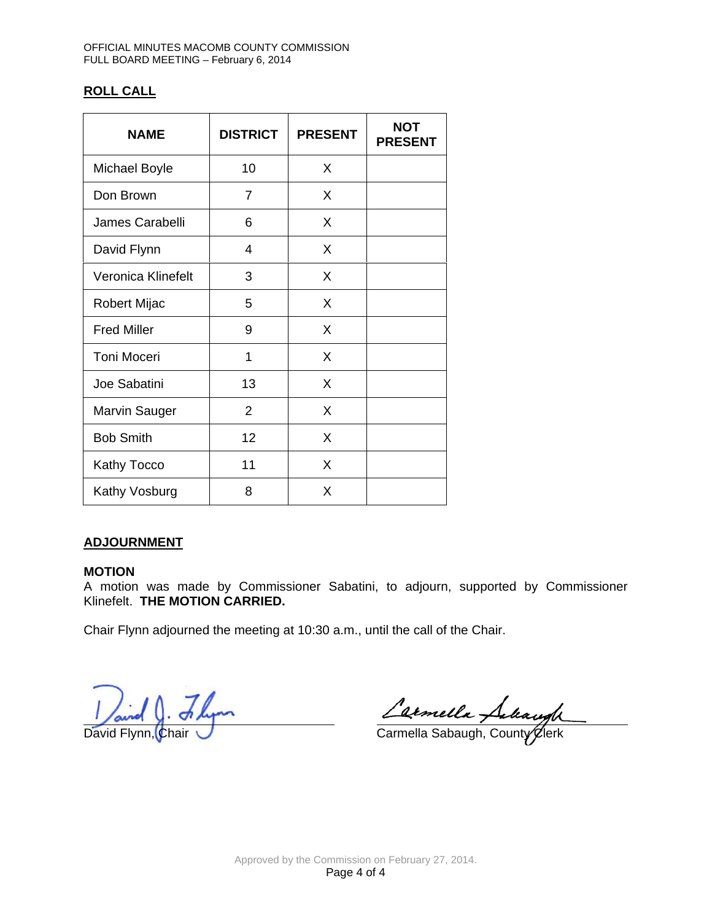## ROLL CALL

| NAME | DISTRICT | PRESENT | NOT PRESENT |
|---|---|---|---|
| Michael Boyle | 10 | X | |
| Don Brown | 7 | X | |
| James Carabelli | 6 | X | |
| David Flynn | 4 | X | |
| Veronica Klinefelt | 3 | X | |
| Robert Mijac | 5 | X | |
| Fred Miller | 9 | X | |
| Toni Moceri | 1 | X | |
| Joe Sabatini | 13 | X | |
| Marvin Sauger | 2 | X | |
| Bob Smith | 12 | X | |
| Kathy Tocco | 11 | X | |
| Kathy Vosburg | 8 | X | |

## ADJOURNMENT

**MOTION**
A motion was made by Commissioner Sabatini, to adjourn, supported by Commissioner Klinefelt. **THE MOTION CARRIED.**

Chair Flynn adjourned the meeting at 10:30 a.m., until the call of the Chair.

David Flynn, Chair

Carmella Sabaugh, County Clerk

Approved by the Commission on February 27, 2014.